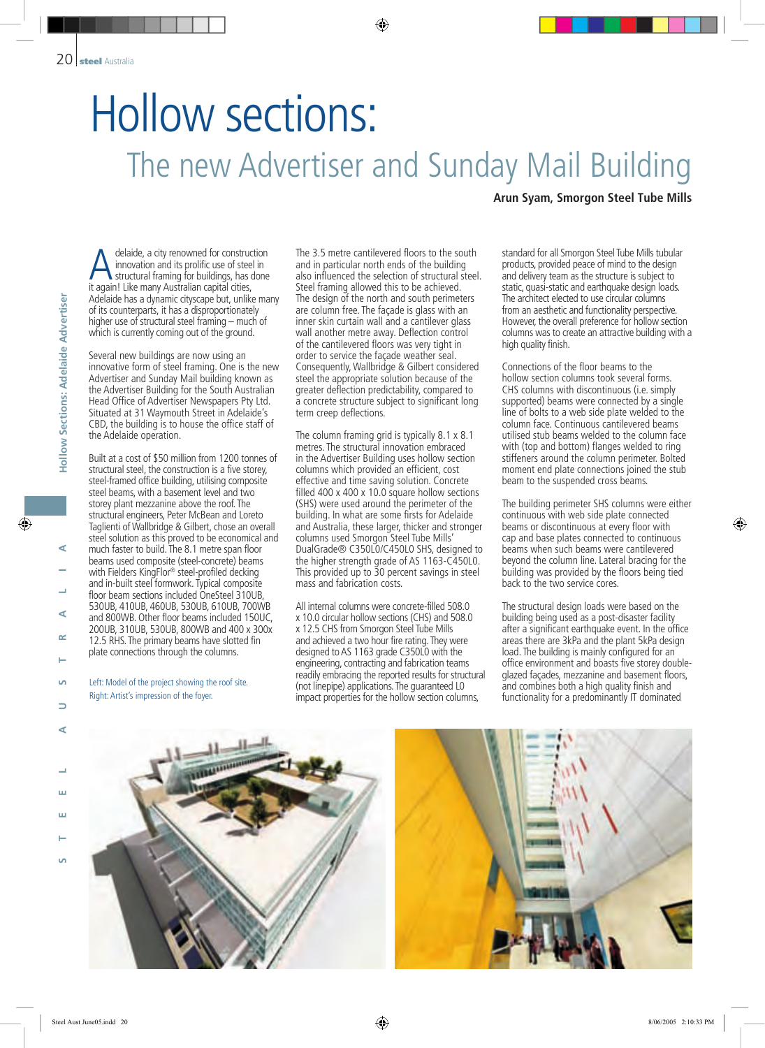# Hollow sections:

## The new Advertiser and Sunday Mail Building

**Arun Syam, Smorgon Steel Tube Mills**

Adelaide, a city renowned for construction innovation and its prolific use of steel in structural framing for buildings, has done it again! Like many Australian capital cities, Adelaide has a dynamic cityscape but, unlike many of its counterparts, it has a disproportionately higher use of structural steel framing – much of which is currently coming out of the ground.

Several new buildings are now using an innovative form of steel framing. One is the new Advertiser and Sunday Mail building known as the Advertiser Building for the South Australian Head Office of Advertiser Newspapers Pty Ltd. Situated at 31 Waymouth Street in Adelaide's CBD, the building is to house the office staff of the Adelaide operation.

Built at a cost of $50 million from 1200 tonnes of structural steel, the construction is a five storey, steel-framed office building, utilising composite steel beams, with a basement level and two storey plant mezzanine above the roof. The structural engineers, Peter McBean and Loreto Taglienti of Wallbridge & Gilbert, chose an overall steel solution as this proved to be economical and much faster to build. The 8.1 metre span floor beams used composite (steel-concrete) beams with Fielders KingFlor® steel-profiled decking and in-built steel formwork. Typical composite floor beam sections included OneSteel 310UB, 530UB, 410UB, 460UB, 530UB, 610UB, 700WB and 800WB. Other floor beams included 150UC, 200UB, 310UB, 530UB, 800WB and 400 x 300x 12.5 RHS. The primary beams have slotted fin plate connections through the columns.

Left: Model of the project showing the roof site.
Right: Artist's impression of the foyer.

The 3.5 metre cantilevered floors to the south and in particular north ends of the building also influenced the selection of structural steel. Steel framing allowed this to be achieved. The design of the north and south perimeters are column free. The façade is glass with an inner skin curtain wall and a cantilever glass wall another metre away. Deflection control of the cantilevered floors was very tight in order to service the façade weather seal. Consequently, Wallbridge & Gilbert considered steel the appropriate solution because of the greater deflection predictability, compared to a concrete structure subject to significant long term creep deflections.

The column framing grid is typically 8.1 x 8.1 metres. The structural innovation embraced in the Advertiser Building uses hollow section columns which provided an efficient, cost effective and time saving solution. Concrete filled 400 x 400 x 10.0 square hollow sections (SHS) were used around the perimeter of the building. In what are some firsts for Adelaide and Australia, these larger, thicker and stronger columns used Smorgon Steel Tube Mills' DualGrade® C350L0/C450L0 SHS, designed to the higher strength grade of AS 1163-C450L0. This provided up to 30 percent savings in steel mass and fabrication costs.

All internal columns were concrete-filled 508.0 x 10.0 circular hollow sections (CHS) and 508.0 x 12.5 CHS from Smorgon Steel Tube Mills and achieved a two hour fire rating. They were designed to AS 1163 grade C350L0 with the engineering, contracting and fabrication teams readily embracing the reported results for structural (not linepipe) applications. The guaranteed L0 impact properties for the hollow section columns, standard for all Smorgon Steel Tube Mills tubular products, provided peace of mind to the design and delivery team as the structure is subject to static, quasi-static and earthquake design loads. The architect elected to use circular columns from an aesthetic and functionality perspective. However, the overall preference for hollow section columns was to create an attractive building with a high quality finish.

Connections of the floor beams to the hollow section columns took several forms. CHS columns with discontinuous (i.e. simply supported) beams were connected by a single line of bolts to a web side plate welded to the column face. Continuous cantilevered beams utilised stub beams welded to the column face with (top and bottom) flanges welded to ring stiffeners around the column perimeter. Bolted moment end plate connections joined the stub beam to the suspended cross beams.

The building perimeter SHS columns were either continuous with web side plate connected beams or discontinuous at every floor with cap and base plates connected to continuous beams when such beams were cantilevered beyond the column line. Lateral bracing for the building was provided by the floors being tied back to the two service cores.

The structural design loads were based on the building being used as a post-disaster facility after a significant earthquake event. In the office areas there are 3kPa and the plant 5kPa design load. The building is mainly configured for an office environment and boasts five storey double-glazed façades, mezzanine and basement floors, and combines both a high quality finish and functionality for a predominantly IT dominated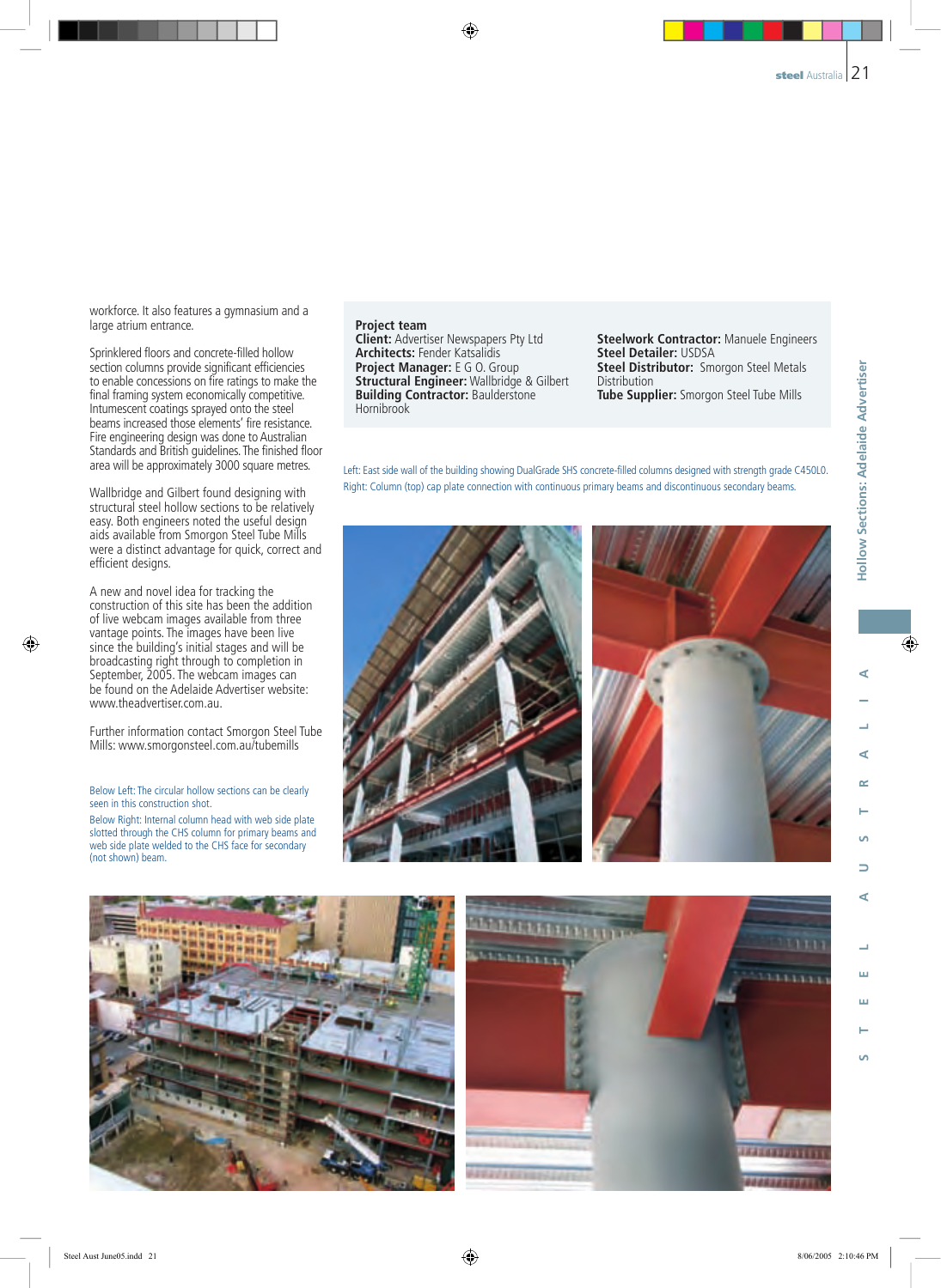workforce. It also features a gymnasium and a large atrium entrance.

Sprinklered floors and concrete-filled hollow section columns provide significant efficiencies to enable concessions on fire ratings to make the final framing system economically competitive. Intumescent coatings sprayed onto the steel beams increased those elements' fire resistance. Fire engineering design was done to Australian Standards and British guidelines. The finished floor area will be approximately 3000 square metres.

Wallbridge and Gilbert found designing with structural steel hollow sections to be relatively easy. Both engineers noted the useful design aids available from Smorgon Steel Tube Mills were a distinct advantage for quick, correct and efficient designs.

A new and novel idea for tracking the construction of this site has been the addition of live webcam images available from three vantage points. The images have been live since the building's initial stages and will be broadcasting right through to completion in September, 2005. The webcam images can be found on the Adelaide Advertiser website: www.theadvertiser.com.au.

Further information contact Smorgon Steel Tube Mills: www.smorgonsteel.com.au/tubemills

**Project team**
**Client:** Advertiser Newspapers Pty Ltd
**Architects:** Fender Katsalidis
**Project Manager:** E G O. Group
**Structural Engineer:** Wallbridge & Gilbert
**Building Contractor:** Baulderstone Hornibrook
**Steelwork Contractor:** Manuele Engineers
**Steel Detailer:** USDSA
**Steel Distributor:** Smorgon Steel Metals Distribution
**Tube Supplier:** Smorgon Steel Tube Mills

Left: East side wall of the building showing DualGrade SHS concrete-filled columns designed with strength grade C450L0.
Right: Column (top) cap plate connection with continuous primary beams and discontinuous secondary beams.

Below Left: The circular hollow sections can be clearly seen in this construction shot.
Below Right: Internal column head with web side plate slotted through the CHS column for primary beams and web side plate welded to the CHS face for secondary (not shown) beam.